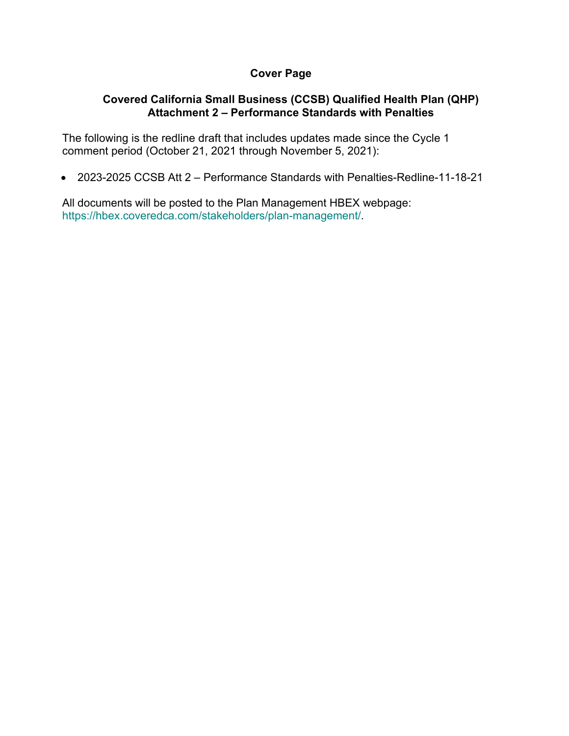# Cover Page

## Covered California Small Business (CCSB) Qualified Health Plan (QHP) Attachment 2 – Performance Standards with Penalties

The following is the redline draft that includes updates made since the Cycle 1 comment period (October 21, 2021 through November 5, 2021):

- 2023-2025 CCSB Att 2 – Performance Standards with Penalties-Redline-11-18-21

All documents will be posted to the Plan Management HBEX webpage: https://hbex.coveredca.com/stakeholders/plan-management/.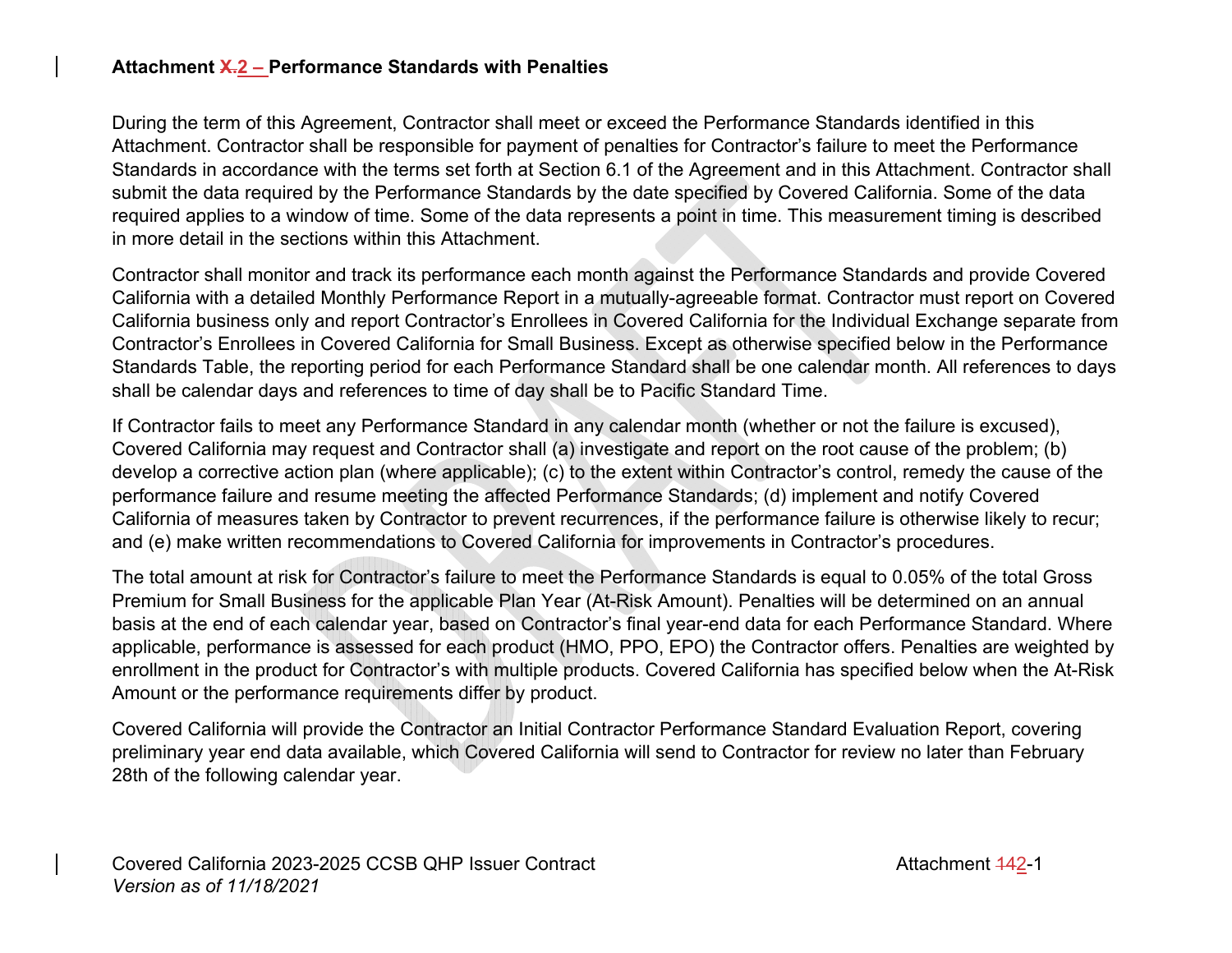## Attachment 2 – Performance Standards with Penalties

During the term of this Agreement, Contractor shall meet or exceed the Performance Standards identified in this Attachment. Contractor shall be responsible for payment of penalties for Contractor's failure to meet the Performance Standards in accordance with the terms set forth at Section 6.1 of the Agreement and in this Attachment. Contractor shall submit the data required by the Performance Standards by the date specified by Covered California. Some of the data required applies to a window of time. Some of the data represents a point in time. This measurement timing is described in more detail in the sections within this Attachment.

Contractor shall monitor and track its performance each month against the Performance Standards and provide Covered California with a detailed Monthly Performance Report in a mutually-agreeable format. Contractor must report on Covered California business only and report Contractor's Enrollees in Covered California for the Individual Exchange separate from Contractor's Enrollees in Covered California for Small Business. Except as otherwise specified below in the Performance Standards Table, the reporting period for each Performance Standard shall be one calendar month. All references to days shall be calendar days and references to time of day shall be to Pacific Standard Time.

If Contractor fails to meet any Performance Standard in any calendar month (whether or not the failure is excused), Covered California may request and Contractor shall (a) investigate and report on the root cause of the problem; (b) develop a corrective action plan (where applicable); (c) to the extent within Contractor's control, remedy the cause of the performance failure and resume meeting the affected Performance Standards; (d) implement and notify Covered California of measures taken by Contractor to prevent recurrences, if the performance failure is otherwise likely to recur; and (e) make written recommendations to Covered California for improvements in Contractor's procedures.

The total amount at risk for Contractor's failure to meet the Performance Standards is equal to 0.05% of the total Gross Premium for Small Business for the applicable Plan Year (At-Risk Amount). Penalties will be determined on an annual basis at the end of each calendar year, based on Contractor's final year-end data for each Performance Standard. Where applicable, performance is assessed for each product (HMO, PPO, EPO) the Contractor offers. Penalties are weighted by enrollment in the product for Contractor's with multiple products. Covered California has specified below when the At-Risk Amount or the performance requirements differ by product.

Covered California will provide the Contractor an Initial Contractor Performance Standard Evaluation Report, covering preliminary year end data available, which Covered California will send to Contractor for review no later than February 28th of the following calendar year.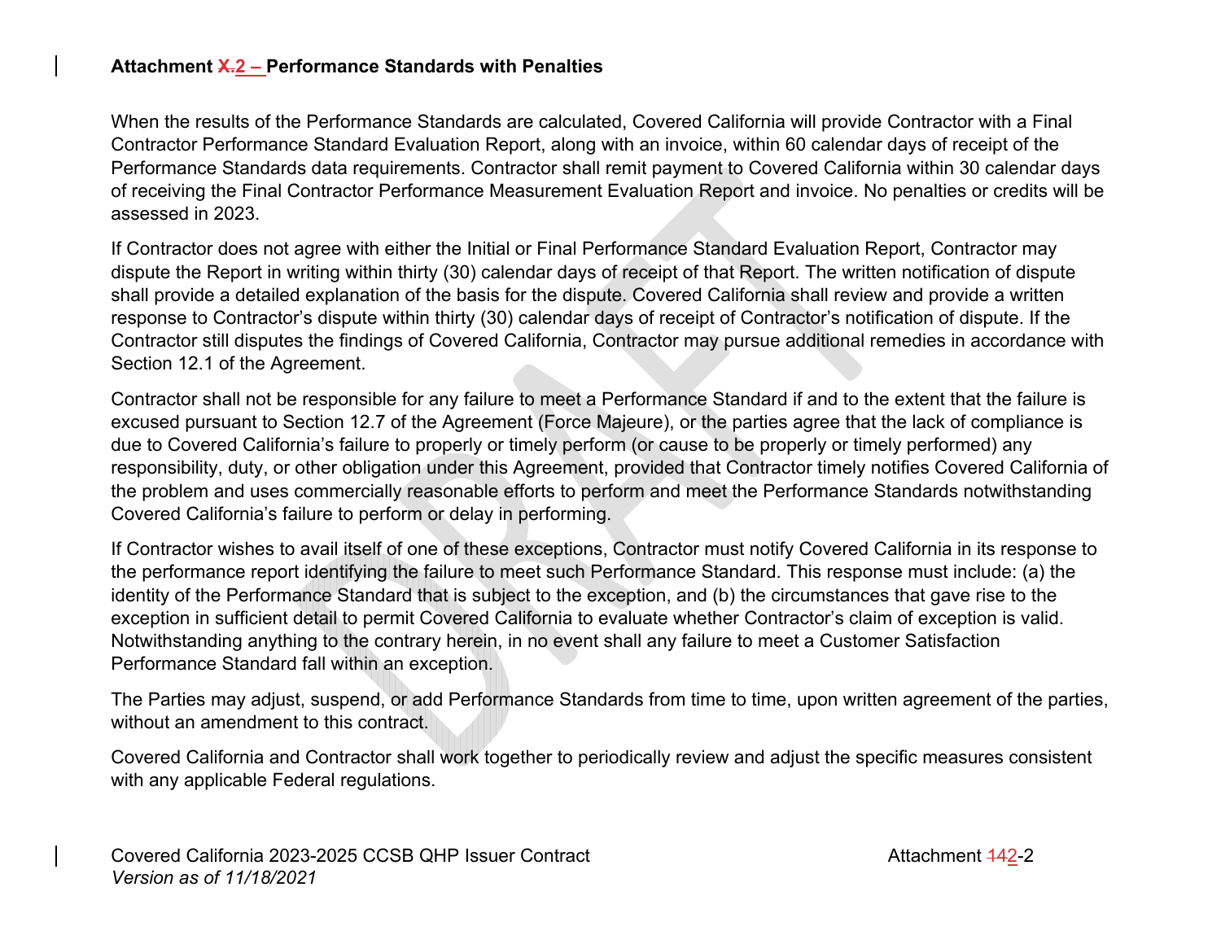**Attachment X.2 – Performance Standards with Penalties**

When the results of the Performance Standards are calculated, Covered California will provide Contractor with a Final Contractor Performance Standard Evaluation Report, along with an invoice, within 60 calendar days of receipt of the Performance Standards data requirements. Contractor shall remit payment to Covered California within 30 calendar days of receiving the Final Contractor Performance Measurement Evaluation Report and invoice. No penalties or credits will be assessed in 2023.

If Contractor does not agree with either the Initial or Final Performance Standard Evaluation Report, Contractor may dispute the Report in writing within thirty (30) calendar days of receipt of that Report. The written notification of dispute shall provide a detailed explanation of the basis for the dispute. Covered California shall review and provide a written response to Contractor's dispute within thirty (30) calendar days of receipt of Contractor's notification of dispute. If the Contractor still disputes the findings of Covered California, Contractor may pursue additional remedies in accordance with Section 12.1 of the Agreement.

Contractor shall not be responsible for any failure to meet a Performance Standard if and to the extent that the failure is excused pursuant to Section 12.7 of the Agreement (Force Majeure), or the parties agree that the lack of compliance is due to Covered California's failure to properly or timely perform (or cause to be properly or timely performed) any responsibility, duty, or other obligation under this Agreement, provided that Contractor timely notifies Covered California of the problem and uses commercially reasonable efforts to perform and meet the Performance Standards notwithstanding Covered California's failure to perform or delay in performing.

If Contractor wishes to avail itself of one of these exceptions, Contractor must notify Covered California in its response to the performance report identifying the failure to meet such Performance Standard. This response must include: (a) the identity of the Performance Standard that is subject to the exception, and (b) the circumstances that gave rise to the exception in sufficient detail to permit Covered California to evaluate whether Contractor's claim of exception is valid. Notwithstanding anything to the contrary herein, in no event shall any failure to meet a Customer Satisfaction Performance Standard fall within an exception.

The Parties may adjust, suspend, or add Performance Standards from time to time, upon written agreement of the parties, without an amendment to this contract.

Covered California and Contractor shall work together to periodically review and adjust the specific measures consistent with any applicable Federal regulations.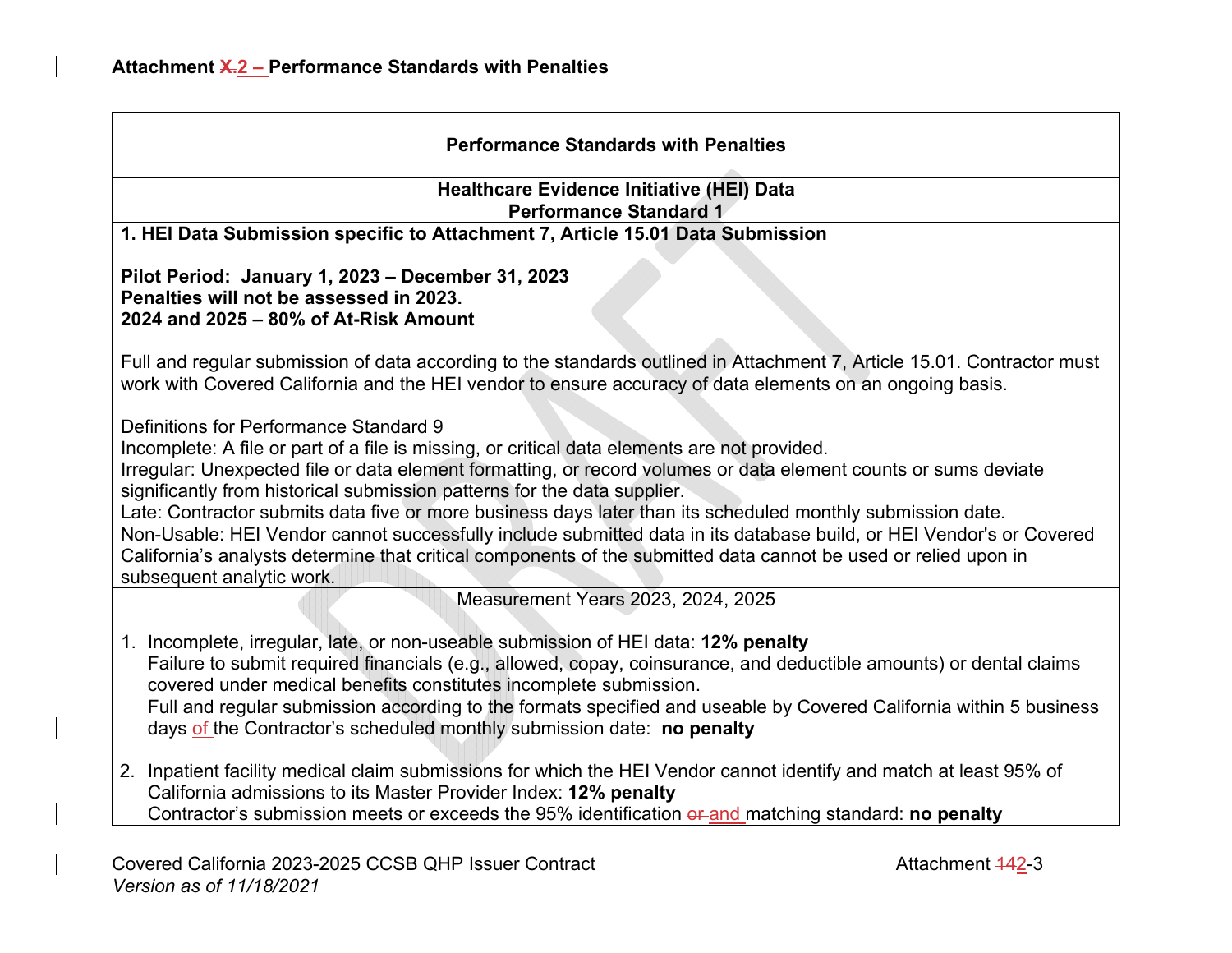**Attachment ~~X.~~2 – Performance Standards with Penalties**

| Performance Standards with Penalties |
|---|
| **Healthcare Evidence Initiative (HEI) Data** |
| **Performance Standard 1** |
| **1. HEI Data Submission specific to Attachment 7, Article 15.01 Data Submission**<br><br>**Pilot Period: January 1, 2023 – December 31, 2023**<br>**Penalties will not be assessed in 2023.**<br>**2024 and 2025 – 80% of At-Risk Amount**<br><br>Full and regular submission of data according to the standards outlined in Attachment 7, Article 15.01. Contractor must work with Covered California and the HEI vendor to ensure accuracy of data elements on an ongoing basis.<br><br>Definitions for Performance Standard 9<br>Incomplete: A file or part of a file is missing, or critical data elements are not provided.<br>Irregular: Unexpected file or data element formatting, or record volumes or data element counts or sums deviate significantly from historical submission patterns for the data supplier.<br>Late: Contractor submits data five or more business days later than its scheduled monthly submission date.<br>Non-Usable: HEI Vendor cannot successfully include submitted data in its database build, or HEI Vendor's or Covered California's analysts determine that critical components of the submitted data cannot be used or relied upon in subsequent analytic work. |
| Measurement Years 2023, 2024, 2025<br><br>1. Incomplete, irregular, late, or non-useable submission of HEI data: **12% penalty**<br>Failure to submit required financials (e.g., allowed, copay, coinsurance, and deductible amounts) or dental claims covered under medical benefits constitutes incomplete submission.<br>Full and regular submission according to the formats specified and useable by Covered California within 5 business days of the Contractor's scheduled monthly submission date: **no penalty**<br><br>2. Inpatient facility medical claim submissions for which the HEI Vendor cannot identify and match at least 95% of California admissions to its Master Provider Index: **12% penalty**<br>Contractor's submission meets or exceeds the 95% identification ~~or~~ and matching standard: **no penalty** |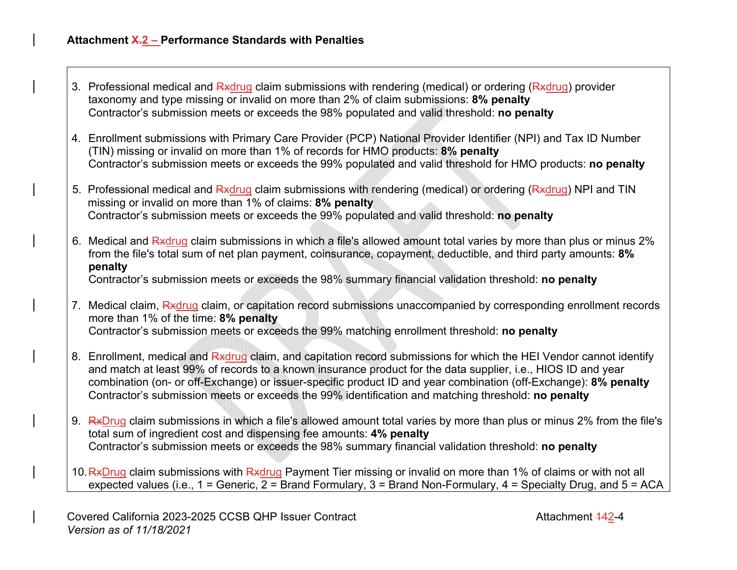**Attachment X.2 – Performance Standards with Penalties**

3. Professional medical and Rxdrug claim submissions with rendering (medical) or ordering (Rxdrug) provider taxonomy and type missing or invalid on more than 2% of claim submissions: **8% penalty**
   Contractor's submission meets or exceeds the 98% populated and valid threshold: **no penalty**

4. Enrollment submissions with Primary Care Provider (PCP) National Provider Identifier (NPI) and Tax ID Number (TIN) missing or invalid on more than 1% of records for HMO products: **8% penalty**
   Contractor's submission meets or exceeds the 99% populated and valid threshold for HMO products: **no penalty**

5. Professional medical and Rxdrug claim submissions with rendering (medical) or ordering (Rxdrug) NPI and TIN missing or invalid on more than 1% of claims: **8% penalty**
   Contractor's submission meets or exceeds the 99% populated and valid threshold: **no penalty**

6. Medical and Rxdrug claim submissions in which a file's allowed amount total varies by more than plus or minus 2% from the file's total sum of net plan payment, coinsurance, copayment, deductible, and third party amounts: **8% penalty**
   Contractor's submission meets or exceeds the 98% summary financial validation threshold: **no penalty**

7. Medical claim, Rxdrug claim, or capitation record submissions unaccompanied by corresponding enrollment records more than 1% of the time: **8% penalty**
   Contractor's submission meets or exceeds the 99% matching enrollment threshold: **no penalty**

8. Enrollment, medical and Rxdrug claim, and capitation record submissions for which the HEI Vendor cannot identify and match at least 99% of records to a known insurance product for the data supplier, i.e., HIOS ID and year combination (on- or off-Exchange) or issuer-specific product ID and year combination (off-Exchange): **8% penalty**
   Contractor's submission meets or exceeds the 99% identification and matching threshold: **no penalty**

9. RxDrug claim submissions in which a file's allowed amount total varies by more than plus or minus 2% from the file's total sum of ingredient cost and dispensing fee amounts: **4% penalty**
   Contractor's submission meets or exceeds the 98% summary financial validation threshold: **no penalty**

10. RxDrug claim submissions with Rxdrug Payment Tier missing or invalid on more than 1% of claims or with not all expected values (i.e., 1 = Generic, 2 = Brand Formulary, 3 = Brand Non-Formulary, 4 = Specialty Drug, and 5 = ACA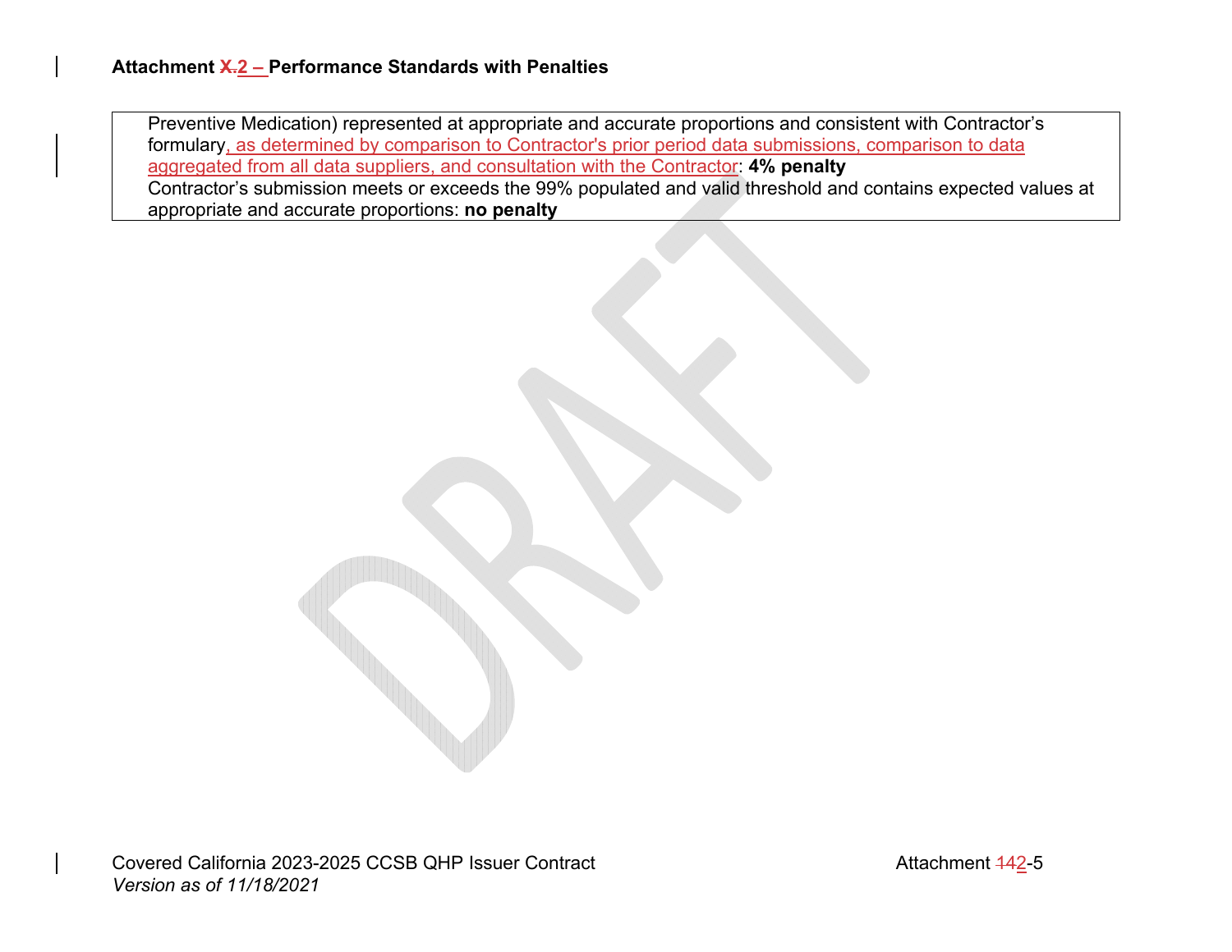### Attachment ~~X.~~2 – Performance Standards with Penalties

| |
|---|
| Preventive Medication) represented at appropriate and accurate proportions and consistent with Contractor's formulary, as determined by comparison to Contractor's prior period data submissions, comparison to data aggregated from all data suppliers, and consultation with the Contractor: **4% penalty**<br>Contractor's submission meets or exceeds the 99% populated and valid threshold and contains expected values at appropriate and accurate proportions: **no penalty** |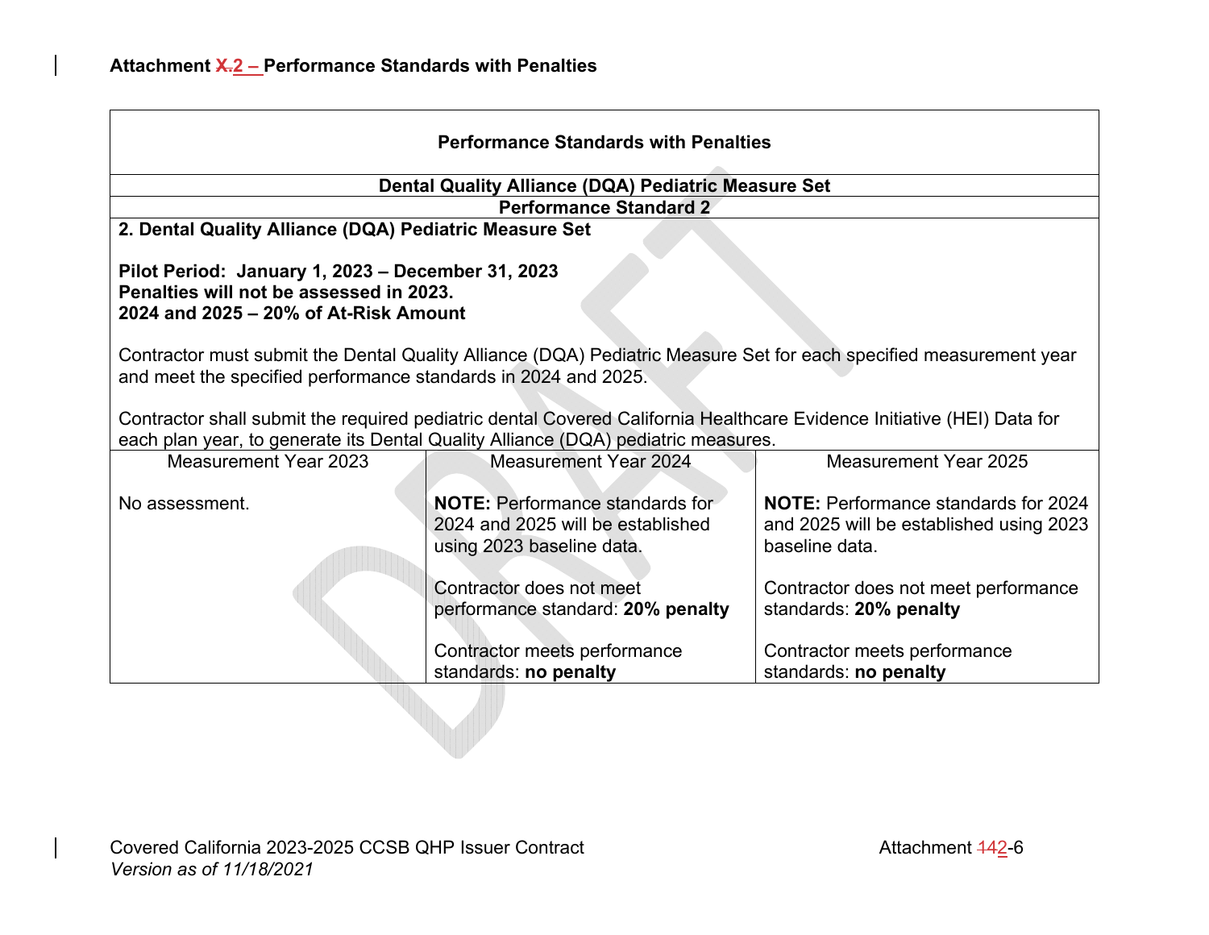**Attachment X.2 – Performance Standards with Penalties**

| Performance Standards with Penalties | | |
|---|---|---|
| **Dental Quality Alliance (DQA) Pediatric Measure Set** | | |
| **Performance Standard 2** | | |
| **2. Dental Quality Alliance (DQA) Pediatric Measure Set**<br><br>**Pilot Period: January 1, 2023 – December 31, 2023**<br>**Penalties will not be assessed in 2023.**<br>**2024 and 2025 – 20% of At-Risk Amount**<br><br>Contractor must submit the Dental Quality Alliance (DQA) Pediatric Measure Set for each specified measurement year and meet the specified performance standards in 2024 and 2025.<br><br>Contractor shall submit the required pediatric dental Covered California Healthcare Evidence Initiative (HEI) Data for each plan year, to generate its Dental Quality Alliance (DQA) pediatric measures. | | |
| Measurement Year 2023 | Measurement Year 2024 | Measurement Year 2025 |
| No assessment. | **NOTE:** Performance standards for 2024 and 2025 will be established using 2023 baseline data.<br><br>Contractor does not meet performance standard: **20% penalty**<br><br>Contractor meets performance standards: **no penalty** | **NOTE:** Performance standards for 2024 and 2025 will be established using 2023 baseline data.<br><br>Contractor does not meet performance standards: **20% penalty**<br><br>Contractor meets performance standards: **no penalty** |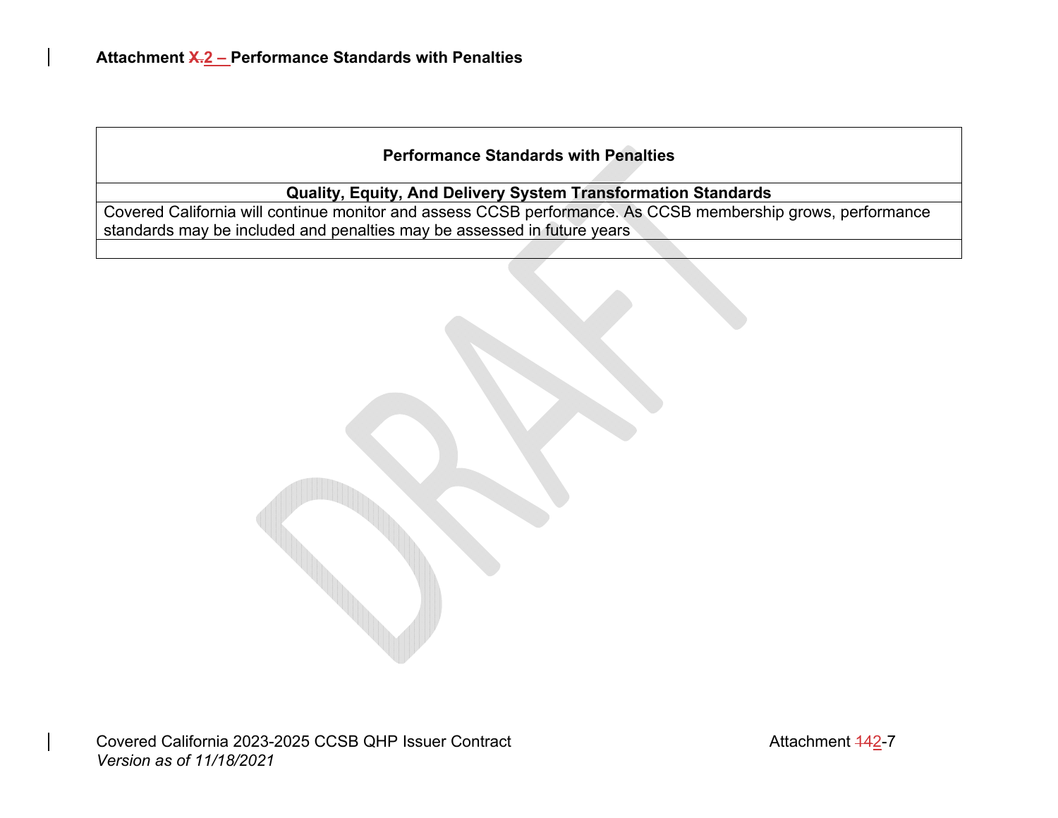**Attachment ~~X.~~2 – Performance Standards with Penalties**

| Performance Standards with Penalties |
| --- |
| **Quality, Equity, And Delivery System Transformation Standards** |
| Covered California will continue monitor and assess CCSB performance. As CCSB membership grows, performance standards may be included and penalties may be assessed in future years |
| |